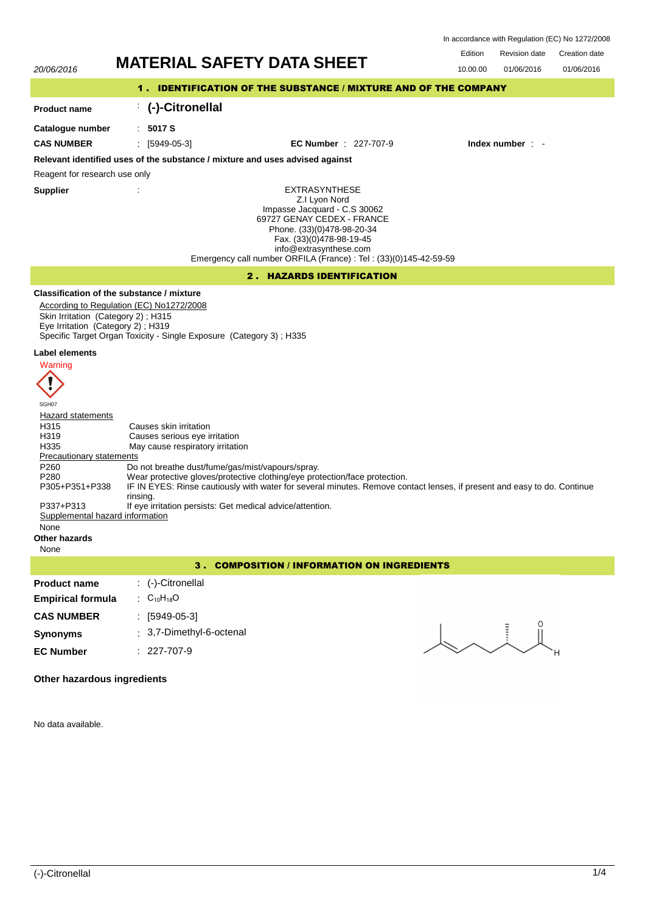In accordance with Regulation (EC) No 1272/2008

20/06/2016

# MATERIAL SAFETY DATA SHEET

| Edition | Revision date | Creation date |
| --- | --- | --- |
| 10.00.00 | 01/06/2016 | 01/06/2016 |

## 1 . IDENTIFICATION OF THE SUBSTANCE / MIXTURE AND OF THE COMPANY

**Product name** : **(-)-Citronellal**

**Catalogue number** : **5017 S**

**CAS NUMBER** : [5949-05-3] **EC Number** : 227-707-9 **Index number** : -

**Relevant identified uses of the substance / mixture and uses advised against**

Reagent for research use only

**Supplier** :

EXTRASYNTHESE
Z.I Lyon Nord
Impasse Jacquard - C.S 30062
69727 GENAY CEDEX - FRANCE
Phone. (33)(0)478-98-20-34
Fax. (33)(0)478-98-19-45
info@extrasynthese.com
Emergency call number ORFILA (France) : Tel : (33)(0)145-42-59-59

## 2 . HAZARDS IDENTIFICATION

**Classification of the substance / mixture**

According to Regulation (EC) No1272/2008
Skin Irritation (Category 2) ; H315
Eye Irritation (Category 2) ; H319
Specific Target Organ Toxicity - Single Exposure (Category 3) ; H335

**Label elements**

Warning

SGH07

Hazard statements

| | |
| --- | --- |
| H315 | Causes skin irritation |
| H319 | Causes serious eye irritation |
| H335 | May cause respiratory irritation |

Precautionary statements

| | |
| --- | --- |
| P260 | Do not breathe dust/fume/gas/mist/vapours/spray. |
| P280 | Wear protective gloves/protective clothing/eye protection/face protection. |
| P305+P351+P338 | IF IN EYES: Rinse cautiously with water for several minutes. Remove contact lenses, if present and easy to do. Continue rinsing. |
| P337+P313 | If eye irritation persists: Get medical advice/attention. |

Supplemental hazard information

None

**Other hazards**

None

## 3 . COMPOSITION / INFORMATION ON INGREDIENTS

**Product name** : (-)-Citronellal

**Empirical formula** : $C_{10}H_{18}O$

**CAS NUMBER** : [5949-05-3]

**Synonyms** : 3,7-Dimethyl-6-octenal

**EC Number** : 227-707-9

**Other hazardous ingredients**

No data available.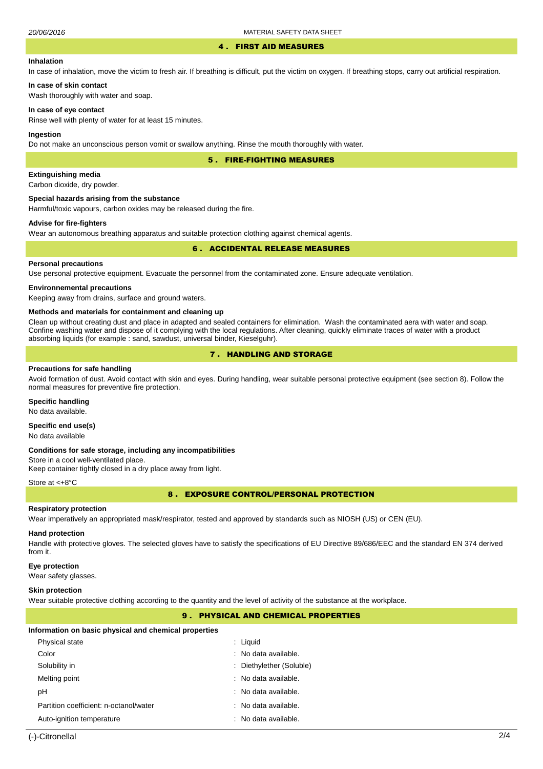## 4 . FIRST AID MEASURES

### Inhalation

In case of inhalation, move the victim to fresh air. If breathing is difficult, put the victim on oxygen. If breathing stops, carry out artificial respiration.

### In case of skin contact

Wash thoroughly with water and soap.

### In case of eye contact

Rinse well with plenty of water for at least 15 minutes.

### Ingestion

Do not make an unconscious person vomit or swallow anything. Rinse the mouth thoroughly with water.

## 5 . FIRE-FIGHTING MEASURES

### Extinguishing media

Carbon dioxide, dry powder.

### Special hazards arising from the substance

Harmful/toxic vapours, carbon oxides may be released during the fire.

### Advise for fire-fighters

Wear an autonomous breathing apparatus and suitable protection clothing against chemical agents.

## 6 . ACCIDENTAL RELEASE MEASURES

### Personal precautions

Use personal protective equipment. Evacuate the personnel from the contaminated zone. Ensure adequate ventilation.

### Environmental precautions

Keeping away from drains, surface and ground waters.

### Methods and materials for containment and cleaning up

Clean up without creating dust and place in adapted and sealed containers for elimination. Wash the contaminated aera with water and soap. Confine washing water and dispose of it complying with the local regulations. After cleaning, quickly eliminate traces of water with a product absorbing liquids (for example : sand, sawdust, universal binder, Kieselguhr).

## 7 . HANDLING AND STORAGE

### Precautions for safe handling

Avoid formation of dust. Avoid contact with skin and eyes. During handling, wear suitable personal protective equipment (see section 8). Follow the normal measures for preventive fire protection.

### Specific handling

No data available.

### Specific end use(s)

No data available

### Conditions for safe storage, including any incompatibilities

Store in a cool well-ventilated place.
Keep container tightly closed in a dry place away from light.

Store at <+8°C

## 8 . EXPOSURE CONTROL/PERSONAL PROTECTION

### Respiratory protection

Wear imperatively an appropriated mask/respirator, tested and approved by standards such as NIOSH (US) or CEN (EU).

### Hand protection

Handle with protective gloves. The selected gloves have to satisfy the specifications of EU Directive 89/686/EEC and the standard EN 374 derived from it.

### Eye protection

Wear safety glasses.

### Skin protection

Wear suitable protective clothing according to the quantity and the level of activity of the substance at the workplace.

## 9 . PHYSICAL AND CHEMICAL PROPERTIES

### Information on basic physical and chemical properties

| Property | Value |
|---|---|
| Physical state | : Liquid |
| Color | : No data available. |
| Solubility in | : Diethylether (Soluble) |
| Melting point | : No data available. |
| pH | : No data available. |
| Partition coefficient: n-octanol/water | : No data available. |
| Auto-ignition temperature | : No data available. |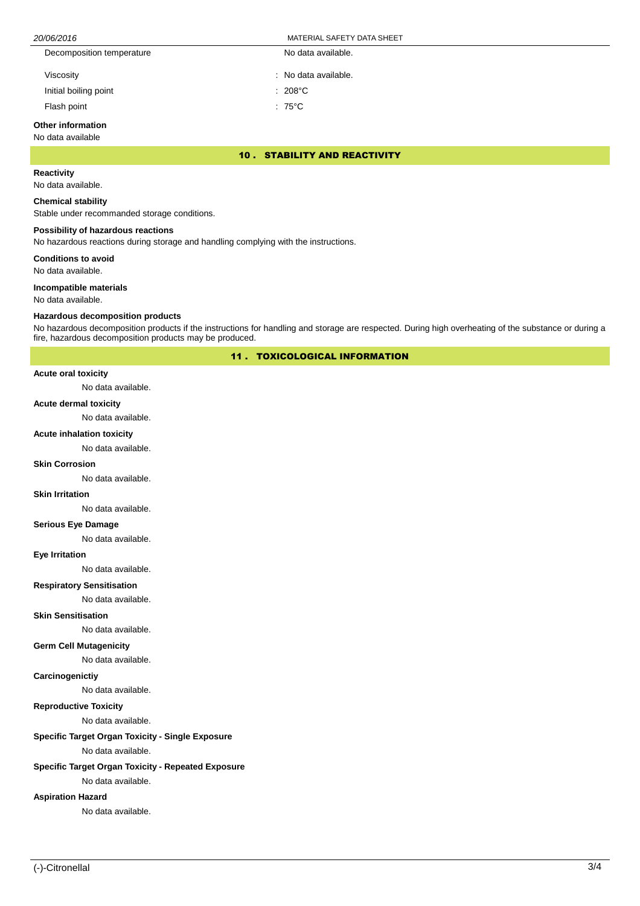| | |
|---|---|
| Decomposition temperature | No data available. |
| Viscosity | : No data available. |
| Initial boiling point | : 208°C |
| Flash point | : 75°C |

**Other information**

No data available

## 10 . STABILITY AND REACTIVITY

**Reactivity**

No data available.

**Chemical stability**

Stable under recommanded storage conditions.

**Possibility of hazardous reactions**

No hazardous reactions during storage and handling complying with the instructions.

**Conditions to avoid**

No data available.

**Incompatible materials**

No data available.

**Hazardous decomposition products**

No hazardous decomposition products if the instructions for handling and storage are respected. During high overheating of the substance or during a fire, hazardous decomposition products may be produced.

## 11 . TOXICOLOGICAL INFORMATION

**Acute oral toxicity**

No data available.

**Acute dermal toxicity**

No data available.

**Acute inhalation toxicity**

No data available.

**Skin Corrosion**

No data available.

**Skin Irritation**

No data available.

**Serious Eye Damage**

No data available.

**Eye Irritation**

No data available.

**Respiratory Sensitisation**

No data available.

**Skin Sensitisation**

No data available.

**Germ Cell Mutagenicity**

No data available.

**Carcinogenictiy**

No data available.

**Reproductive Toxicity**

No data available.

**Specific Target Organ Toxicity - Single Exposure**

No data available.

**Specific Target Organ Toxicity - Repeated Exposure**

No data available.

**Aspiration Hazard**

No data available.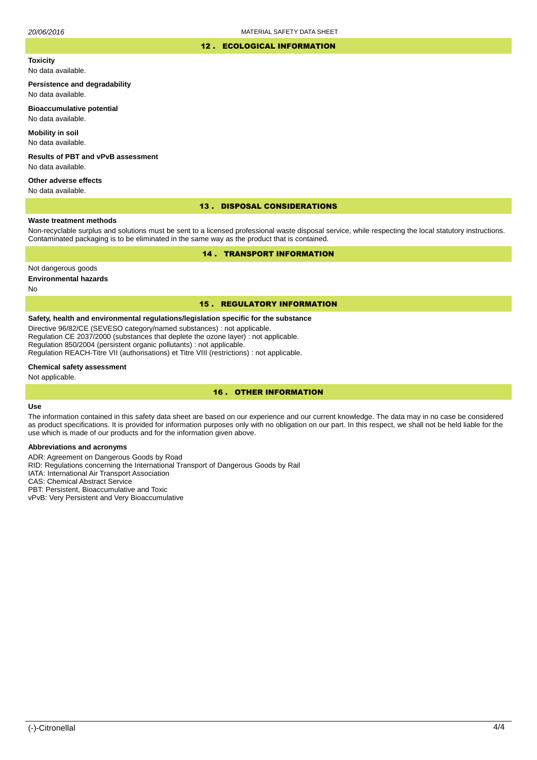## 12 . ECOLOGICAL INFORMATION

**Toxicity**

No data available.

**Persistence and degradability**

No data available.

**Bioaccumulative potential**

No data available.

**Mobility in soil**

No data available.

**Results of PBT and vPvB assessment**

No data available.

**Other adverse effects**

No data available.

## 13 . DISPOSAL CONSIDERATIONS

**Waste treatment methods**

Non-recyclable surplus and solutions must be sent to a licensed professional waste disposal service, while respecting the local statutory instructions. Contaminated packaging is to be eliminated in the same way as the product that is contained.

## 14 . TRANSPORT INFORMATION

Not dangerous goods

**Environmental hazards**

No

## 15 . REGULATORY INFORMATION

**Safety, health and environmental regulations/legislation specific for the substance**

Directive 96/82/CE (SEVESO category/named substances) : not applicable.
Regulation CE 2037/2000 (substances that deplete the ozone layer) : not applicable.
Regulation 850/2004 (persistent organic pollutants) : not applicable.
Regulation REACH-Titre VII (authorisations) et Titre VIII (restrictions) : not applicable.

**Chemical safety assessment**

Not applicable.

## 16 . OTHER INFORMATION

**Use**

The information contained in this safety data sheet are based on our experience and our current knowledge. The data may in no case be considered as product specifications. It is provided for information purposes only with no obligation on our part. In this respect, we shall not be held liable for the use which is made of our products and for the information given above.

**Abbreviations and acronyms**

ADR: Agreement on Dangerous Goods by Road
RID: Regulations concerning the International Transport of Dangerous Goods by Rail
IATA: International Air Transport Association
CAS: Chemical Abstract Service
PBT: Persistent, Bioaccumulative and Toxic
vPvB: Very Persistent and Very Bioaccumulative